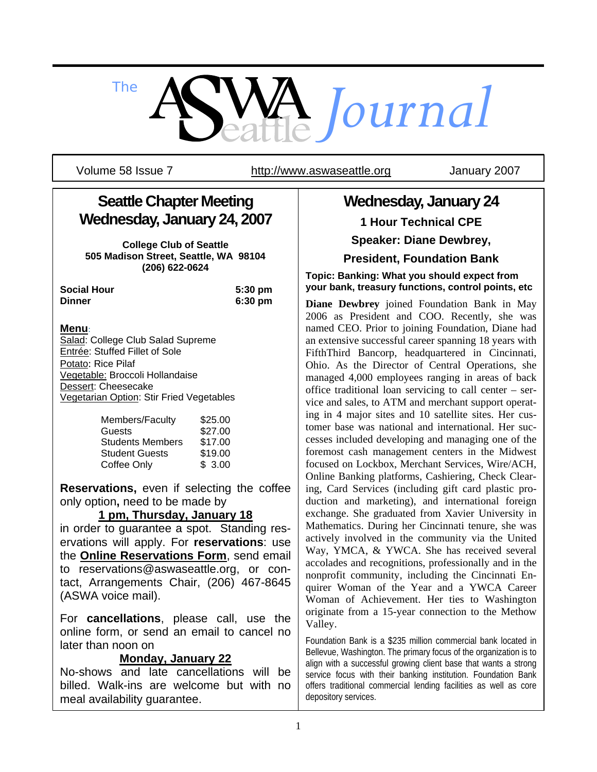# The ASWA Seattle *Journal*

Volume 58 Issue 7 | http://www.aswaseattle.org | January 2007

## Seattle Chapter Meeting Wednesday, January 24, 2007

**College Club of Seattle**
**505 Madison Street, Seattle, WA 98104**
**(206) 622-0624**

| | |
|---|---|
| **Social Hour** | **5:30 pm** |
| **Dinner** | **6:30 pm** |

**Menu**:

Salad: College Club Salad Supreme
Entrée: Stuffed Fillet of Sole
Potato: Rice Pilaf
Vegetable: Broccoli Hollandaise
Dessert: Cheesecake
Vegetarian Option: Stir Fried Vegetables

| | |
|---|---|
| Members/Faculty | $25.00 |
| Guests | $27.00 |
| Students Members | $17.00 |
| Student Guests | $19.00 |
| Coffee Only | $ 3.00 |

**Reservations,** even if selecting the coffee only option**,** need to be made by **1 pm, Thursday, January 18** in order to guarantee a spot. Standing reservations will apply. For **reservations**: use the **Online Reservations Form**, send email to reservations@aswaseattle.org, or contact, Arrangements Chair, (206) 467-8645 (ASWA voice mail).

For **cancellations**, please call, use the online form, or send an email to cancel no later than noon on **Monday, January 22**. No-shows and late cancellations will be billed. Walk-ins are welcome but with no meal availability guarantee.

## Wednesday, January 24

**1 Hour Technical CPE**

**Speaker: Diane Dewbrey,**

**President, Foundation Bank**

**Topic: Banking: What you should expect from your bank, treasury functions, control points, etc**

**Diane Dewbrey** joined Foundation Bank in May 2006 as President and COO. Recently, she was named CEO. Prior to joining Foundation, Diane had an extensive successful career spanning 18 years with FifthThird Bancorp, headquartered in Cincinnati, Ohio. As the Director of Central Operations, she managed 4,000 employees ranging in areas of back office traditional loan servicing to call center – service and sales, to ATM and merchant support operating in 4 major sites and 10 satellite sites. Her customer base was national and international. Her successes included developing and managing one of the foremost cash management centers in the Midwest focused on Lockbox, Merchant Services, Wire/ACH, Online Banking platforms, Cashiering, Check Clearing, Card Services (including gift card plastic production and marketing), and international foreign exchange. She graduated from Xavier University in Mathematics. During her Cincinnati tenure, she was actively involved in the community via the United Way, YMCA, & YWCA. She has received several accolades and recognitions, professionally and in the nonprofit community, including the Cincinnati Enquirer Woman of the Year and a YWCA Career Woman of Achievement. Her ties to Washington originate from a 15-year connection to the Methow Valley.

Foundation Bank is a $235 million commercial bank located in Bellevue, Washington. The primary focus of the organization is to align with a successful growing client base that wants a strong service focus with their banking institution. Foundation Bank offers traditional commercial lending facilities as well as core depository services.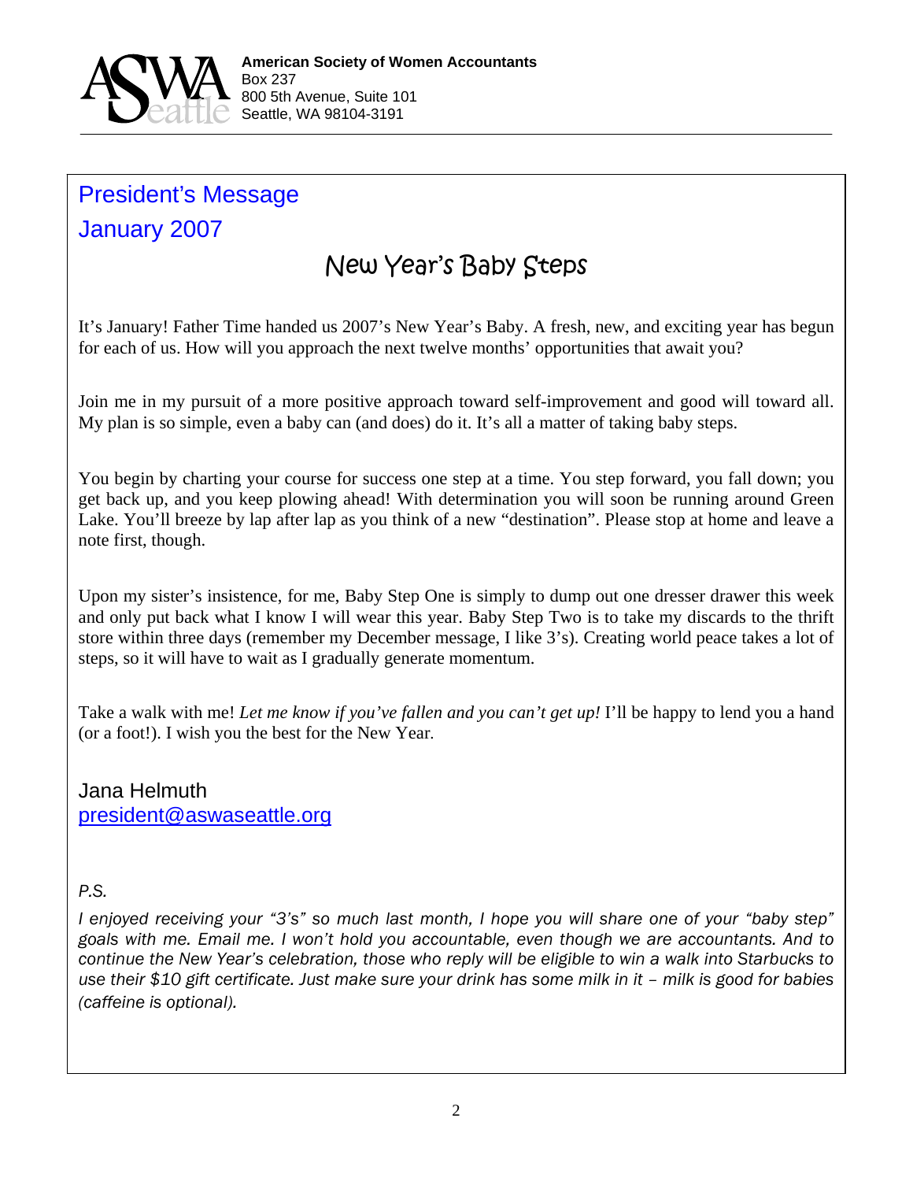**American Society of Women Accountants**
Box 237
800 5th Avenue, Suite 101
Seattle, WA 98104-3191

# President's Message
# January 2007

## New Year's Baby Steps

It's January! Father Time handed us 2007's New Year's Baby. A fresh, new, and exciting year has begun for each of us. How will you approach the next twelve months' opportunities that await you?

Join me in my pursuit of a more positive approach toward self-improvement and good will toward all. My plan is so simple, even a baby can (and does) do it. It's all a matter of taking baby steps.

You begin by charting your course for success one step at a time. You step forward, you fall down; you get back up, and you keep plowing ahead! With determination you will soon be running around Green Lake. You'll breeze by lap after lap as you think of a new "destination". Please stop at home and leave a note first, though.

Upon my sister's insistence, for me, Baby Step One is simply to dump out one dresser drawer this week and only put back what I know I will wear this year. Baby Step Two is to take my discards to the thrift store within three days (remember my December message, I like 3's). Creating world peace takes a lot of steps, so it will have to wait as I gradually generate momentum.

Take a walk with me! *Let me know if you've fallen and you can't get up!* I'll be happy to lend you a hand (or a foot!). I wish you the best for the New Year.

Jana Helmuth
president@aswaseattle.org

*P.S.*

*I enjoyed receiving your "3's" so much last month, I hope you will share one of your "baby step" goals with me. Email me. I won't hold you accountable, even though we are accountants. And to continue the New Year's celebration, those who reply will be eligible to win a walk into Starbucks to use their $10 gift certificate. Just make sure your drink has some milk in it – milk is good for babies (caffeine is optional).*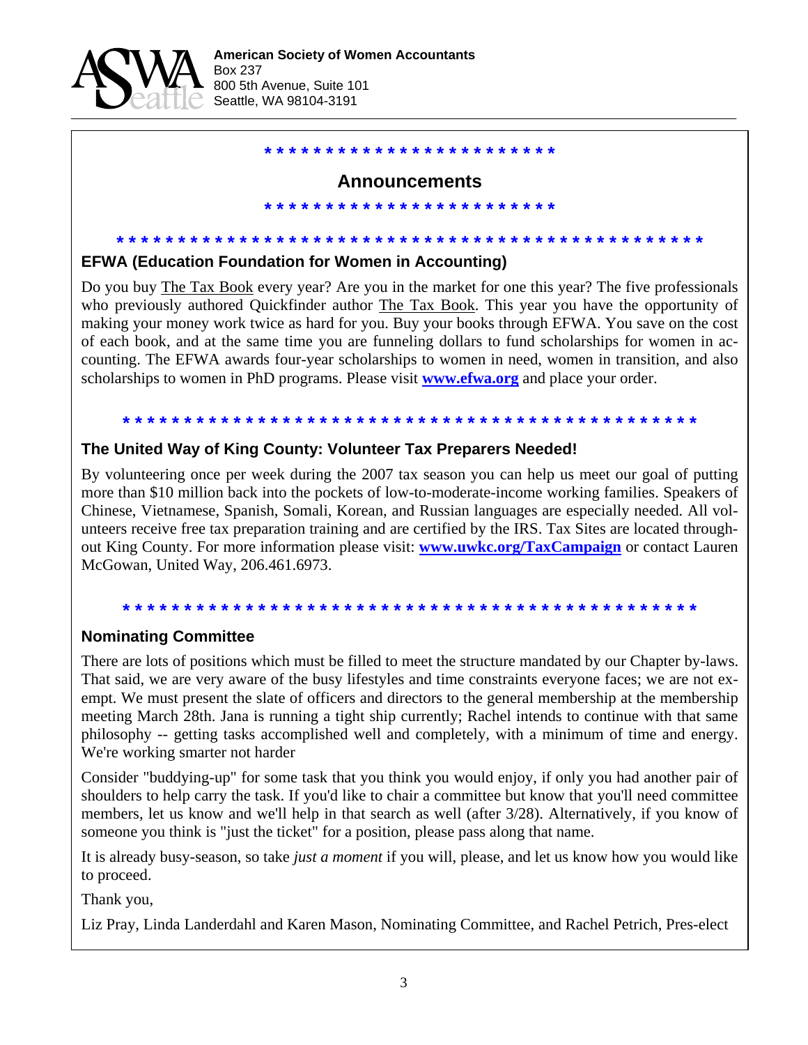American Society of Women Accountants
Box 237
800 5th Avenue, Suite 101
Seattle, WA 98104-3191

* * * * * * * * * * * * * * * * * * * * * * * *

## Announcements

* * * * * * * * * * * * * * * * * * * * * * * *

* * * * * * * * * * * * * * * * * * * * * * * * * * * * * * * * * * * * * * * * * * * * * * * * *

### EFWA (Education Foundation for Women in Accounting)

Do you buy The Tax Book every year? Are you in the market for one this year? The five professionals who previously authored Quickfinder author The Tax Book. This year you have the opportunity of making your money work twice as hard for you. Buy your books through EFWA. You save on the cost of each book, and at the same time you are funneling dollars to fund scholarships for women in accounting. The EFWA awards four-year scholarships to women in need, women in transition, and also scholarships to women in PhD programs. Please visit **www.efwa.org** and place your order.

* * * * * * * * * * * * * * * * * * * * * * * * * * * * * * * * * * * * * * * * * * * * * * * *

### The United Way of King County: Volunteer Tax Preparers Needed!

By volunteering once per week during the 2007 tax season you can help us meet our goal of putting more than $10 million back into the pockets of low-to-moderate-income working families. Speakers of Chinese, Vietnamese, Spanish, Somali, Korean, and Russian languages are especially needed. All volunteers receive free tax preparation training and are certified by the IRS. Tax Sites are located throughout King County. For more information please visit: **www.uwkc.org/TaxCampaign** or contact Lauren McGowan, United Way, 206.461.6973.

* * * * * * * * * * * * * * * * * * * * * * * * * * * * * * * * * * * * * * * * * * * * * * * *

### Nominating Committee

There are lots of positions which must be filled to meet the structure mandated by our Chapter by-laws. That said, we are very aware of the busy lifestyles and time constraints everyone faces; we are not exempt. We must present the slate of officers and directors to the general membership at the membership meeting March 28th. Jana is running a tight ship currently; Rachel intends to continue with that same philosophy -- getting tasks accomplished well and completely, with a minimum of time and energy. We're working smarter not harder

Consider "buddying-up" for some task that you think you would enjoy, if only you had another pair of shoulders to help carry the task. If you'd like to chair a committee but know that you'll need committee members, let us know and we'll help in that search as well (after 3/28). Alternatively, if you know of someone you think is "just the ticket" for a position, please pass along that name.

It is already busy-season, so take *just a moment* if you will, please, and let us know how you would like to proceed.

Thank you,

Liz Pray, Linda Landerdahl and Karen Mason, Nominating Committee, and Rachel Petrich, Pres-elect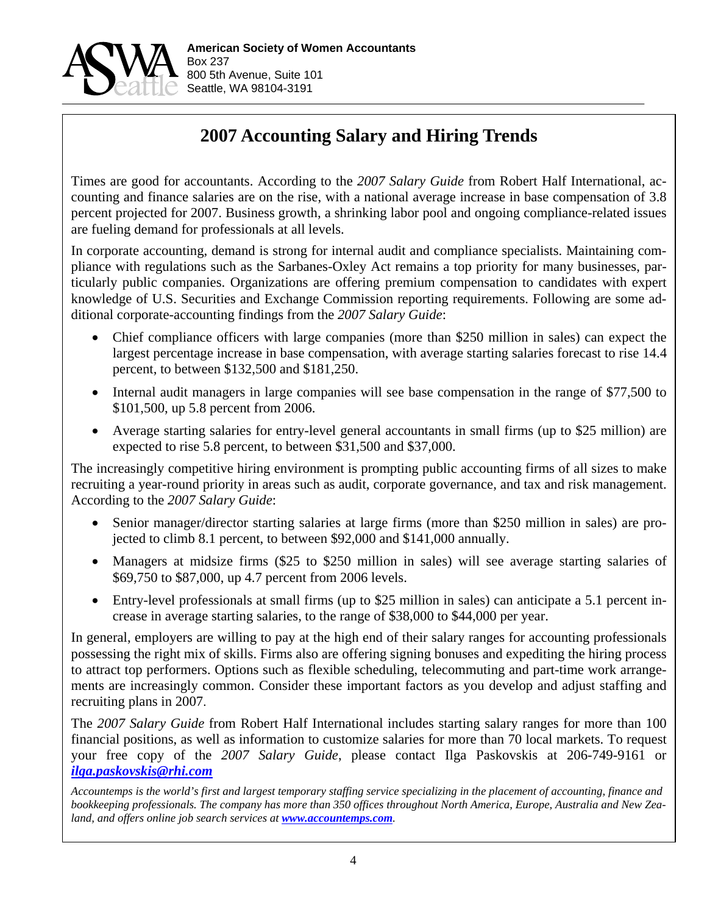**American Society of Women Accountants**
Box 237
800 5th Avenue, Suite 101
Seattle, WA 98104-3191

# 2007 Accounting Salary and Hiring Trends

Times are good for accountants. According to the *2007 Salary Guide* from Robert Half International, accounting and finance salaries are on the rise, with a national average increase in base compensation of 3.8 percent projected for 2007. Business growth, a shrinking labor pool and ongoing compliance-related issues are fueling demand for professionals at all levels.

In corporate accounting, demand is strong for internal audit and compliance specialists. Maintaining compliance with regulations such as the Sarbanes-Oxley Act remains a top priority for many businesses, particularly public companies. Organizations are offering premium compensation to candidates with expert knowledge of U.S. Securities and Exchange Commission reporting requirements. Following are some additional corporate-accounting findings from the *2007 Salary Guide*:

- Chief compliance officers with large companies (more than $250 million in sales) can expect the largest percentage increase in base compensation, with average starting salaries forecast to rise 14.4 percent, to between $132,500 and $181,250.
- Internal audit managers in large companies will see base compensation in the range of $77,500 to $101,500, up 5.8 percent from 2006.
- Average starting salaries for entry-level general accountants in small firms (up to $25 million) are expected to rise 5.8 percent, to between $31,500 and $37,000.

The increasingly competitive hiring environment is prompting public accounting firms of all sizes to make recruiting a year-round priority in areas such as audit, corporate governance, and tax and risk management. According to the *2007 Salary Guide*:

- Senior manager/director starting salaries at large firms (more than $250 million in sales) are projected to climb 8.1 percent, to between $92,000 and $141,000 annually.
- Managers at midsize firms ($25 to $250 million in sales) will see average starting salaries of $69,750 to $87,000, up 4.7 percent from 2006 levels.
- Entry-level professionals at small firms (up to $25 million in sales) can anticipate a 5.1 percent increase in average starting salaries, to the range of $38,000 to $44,000 per year.

In general, employers are willing to pay at the high end of their salary ranges for accounting professionals possessing the right mix of skills. Firms also are offering signing bonuses and expediting the hiring process to attract top performers. Options such as flexible scheduling, telecommuting and part-time work arrangements are increasingly common. Consider these important factors as you develop and adjust staffing and recruiting plans in 2007.

The *2007 Salary Guide* from Robert Half International includes starting salary ranges for more than 100 financial positions, as well as information to customize salaries for more than 70 local markets. To request your free copy of the *2007 Salary Guide*, please contact Ilga Paskovskis at 206-749-9161 or ***ilga.paskovskis@rhi.com***

*Accountemps is the world's first and largest temporary staffing service specializing in the placement of accounting, finance and bookkeeping professionals. The company has more than 350 offices throughout North America, Europe, Australia and New Zealand, and offers online job search services at* ***www.accountemps.com****.*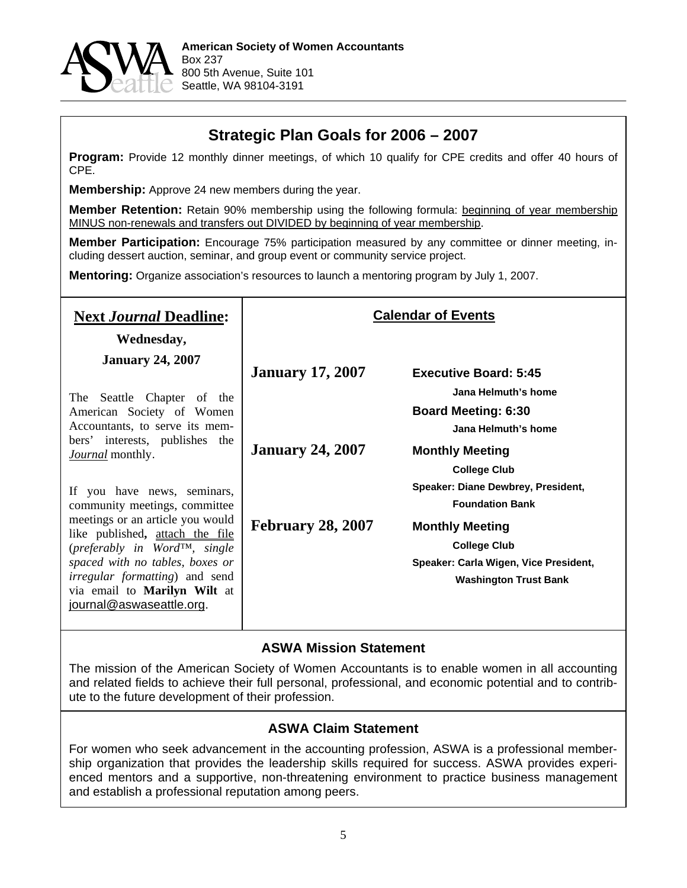**American Society of Women Accountants**
Box 237
800 5th Avenue, Suite 101
Seattle, WA 98104-3191

## Strategic Plan Goals for 2006 – 2007

**Program:** Provide 12 monthly dinner meetings, of which 10 qualify for CPE credits and offer 40 hours of CPE.

**Membership:** Approve 24 new members during the year.

**Member Retention:** Retain 90% membership using the following formula: beginning of year membership MINUS non-renewals and transfers out DIVIDED by beginning of year membership.

**Member Participation:** Encourage 75% participation measured by any committee or dinner meeting, including dessert auction, seminar, and group event or community service project.

**Mentoring:** Organize association's resources to launch a mentoring program by July 1, 2007.

## Next *Journal* Deadline:

**Wednesday,**
**January 24, 2007**

The Seattle Chapter of the American Society of Women Accountants, to serve its members' interests, publishes the *Journal* monthly.

If you have news, seminars, community meetings, committee meetings or an article you would like published, attach the file (*preferably in Word™, single spaced with no tables, boxes or irregular formatting*) and send via email to **Marilyn Wilt** at journal@aswaseattle.org.

## Calendar of Events

**January 17, 2007**
**Executive Board: 5:45**
**Jana Helmuth's home**
**Board Meeting: 6:30**
**Jana Helmuth's home**

**January 24, 2007**
**Monthly Meeting**
**College Club**
**Speaker: Diane Dewbrey, President, Foundation Bank**

**February 28, 2007**
**Monthly Meeting**
**College Club**
**Speaker: Carla Wigen, Vice President, Washington Trust Bank**

## ASWA Mission Statement

The mission of the American Society of Women Accountants is to enable women in all accounting and related fields to achieve their full personal, professional, and economic potential and to contribute to the future development of their profession.

## ASWA Claim Statement

For women who seek advancement in the accounting profession, ASWA is a professional membership organization that provides the leadership skills required for success. ASWA provides experienced mentors and a supportive, non-threatening environment to practice business management and establish a professional reputation among peers.